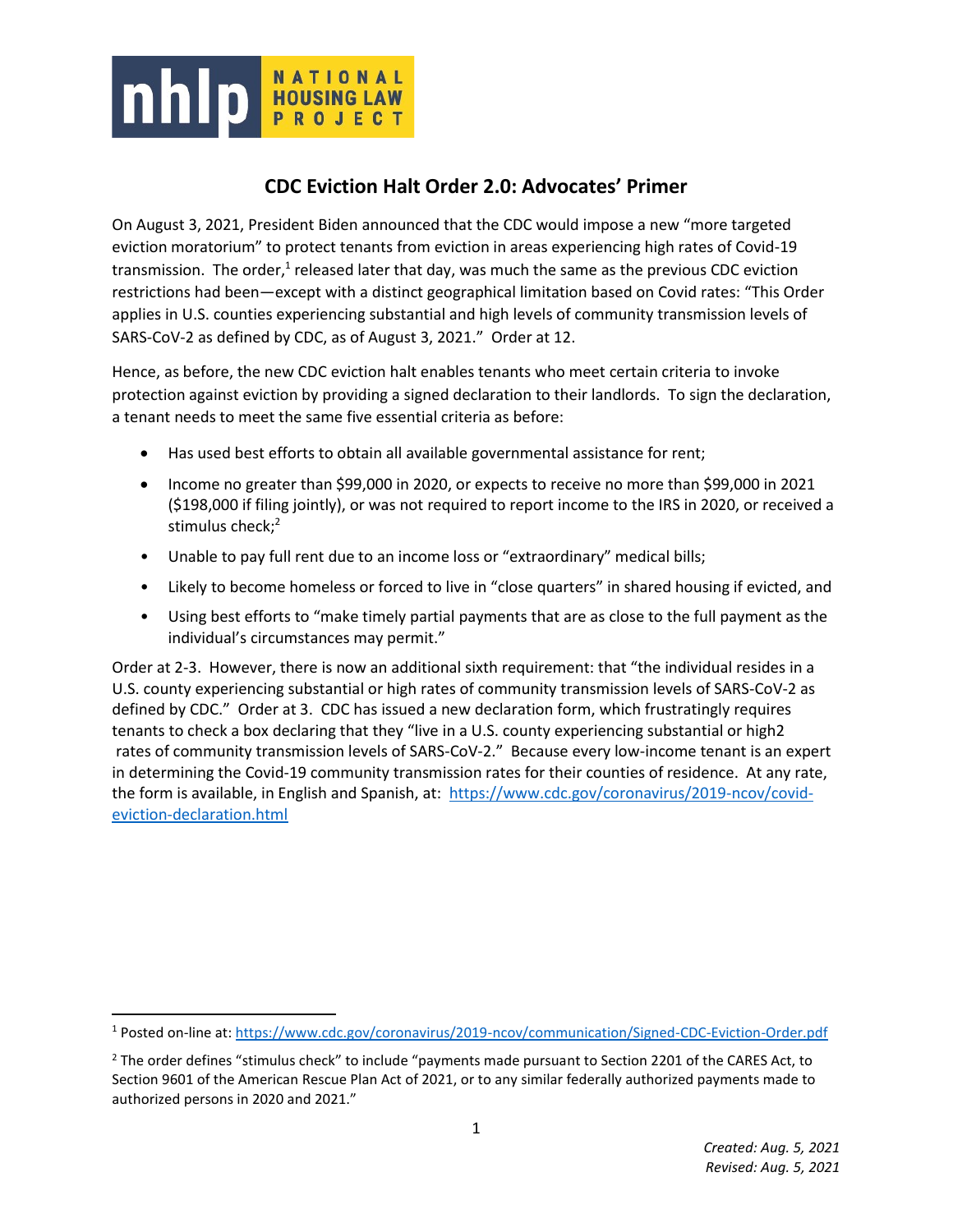NATIONAL HOUSING LAW PROJECT

## CDC Eviction Halt Order 2.0: Advocates' Primer

On August 3, 2021, President Biden announced that the CDC would impose a new "more targeted eviction moratorium" to protect tenants from eviction in areas experiencing high rates of Covid-19 transmission. The order,[1] released later that day, was much the same as the previous CDC eviction restrictions had been—except with a distinct geographical limitation based on Covid rates: "This Order applies in U.S. counties experiencing substantial and high levels of community transmission levels of SARS-CoV-2 as defined by CDC, as of August 3, 2021." Order at 12.

Hence, as before, the new CDC eviction halt enables tenants who meet certain criteria to invoke protection against eviction by providing a signed declaration to their landlords. To sign the declaration, a tenant needs to meet the same five essential criteria as before:

- Has used best efforts to obtain all available governmental assistance for rent;
- Income no greater than $99,000 in 2020, or expects to receive no more than $99,000 in 2021 ($198,000 if filing jointly), or was not required to report income to the IRS in 2020, or received a stimulus check;[2]
- Unable to pay full rent due to an income loss or "extraordinary" medical bills;
- Likely to become homeless or forced to live in "close quarters" in shared housing if evicted, and
- Using best efforts to "make timely partial payments that are as close to the full payment as the individual's circumstances may permit."

Order at 2-3. However, there is now an additional sixth requirement: that "the individual resides in a U.S. county experiencing substantial or high rates of community transmission levels of SARS-CoV-2 as defined by CDC." Order at 3. CDC has issued a new declaration form, which frustratingly requires tenants to check a box declaring that they "live in a U.S. county experiencing substantial or high2 rates of community transmission levels of SARS-CoV-2." Because every low-income tenant is an expert in determining the Covid-19 community transmission rates for their counties of residence. At any rate, the form is available, in English and Spanish, at: [https://www.cdc.gov/coronavirus/2019-ncov/covid-eviction-declaration.html](https://www.cdc.gov/coronavirus/2019-ncov/covid-eviction-declaration.html)

---

[1] Posted on-line at: [https://www.cdc.gov/coronavirus/2019-ncov/communication/Signed-CDC-Eviction-Order.pdf](https://www.cdc.gov/coronavirus/2019-ncov/communication/Signed-CDC-Eviction-Order.pdf)

[2] The order defines "stimulus check" to include "payments made pursuant to Section 2201 of the CARES Act, to Section 9601 of the American Rescue Plan Act of 2021, or to any similar federally authorized payments made to authorized persons in 2020 and 2021."

*Created: Aug. 5, 2021*
*Revised: Aug. 5, 2021*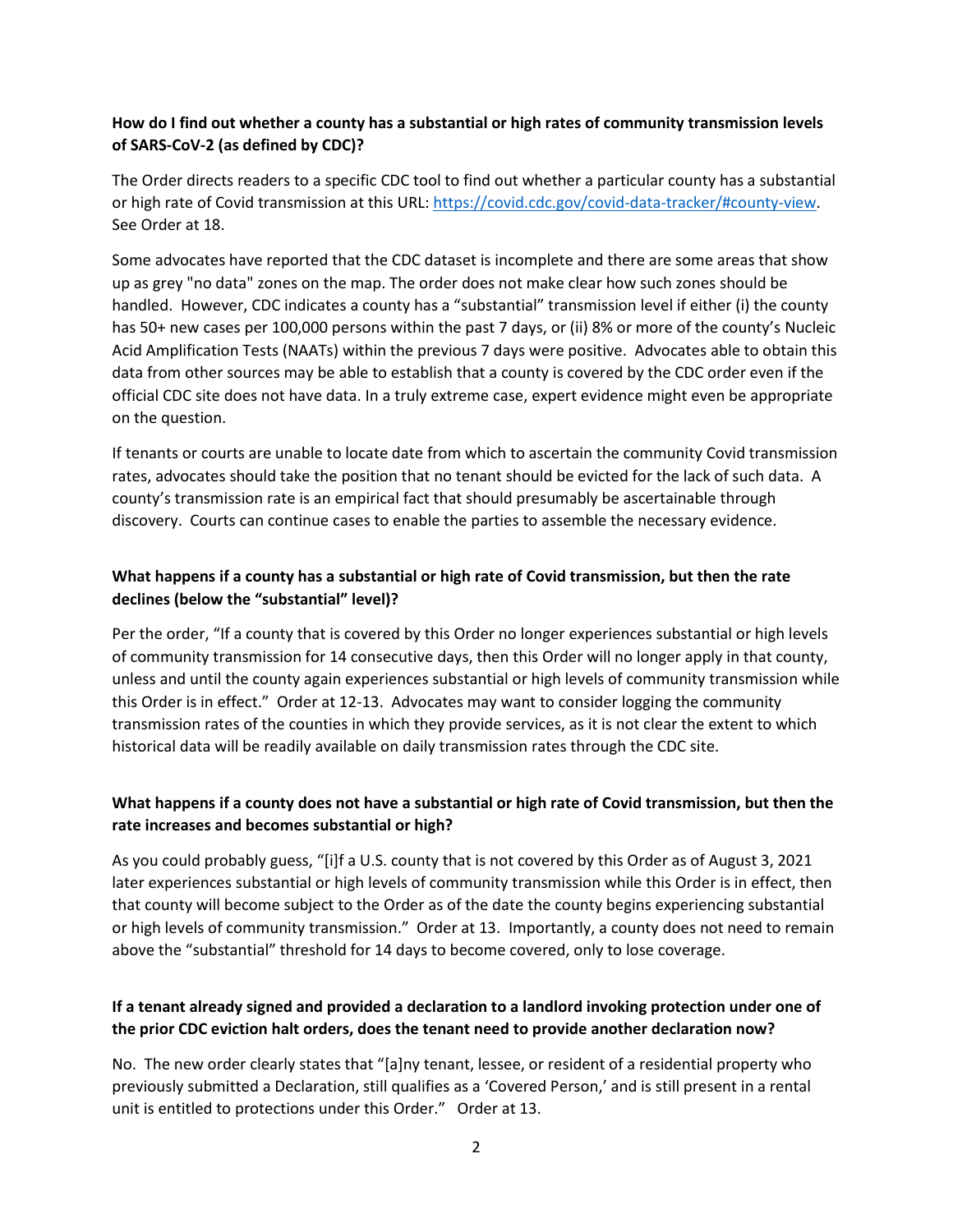**How do I find out whether a county has a substantial or high rates of community transmission levels of SARS-CoV-2 (as defined by CDC)?**

The Order directs readers to a specific CDC tool to find out whether a particular county has a substantial or high rate of Covid transmission at this URL: [https://covid.cdc.gov/covid-data-tracker/#county-view](https://covid.cdc.gov/covid-data-tracker/#county-view). See Order at 18.

Some advocates have reported that the CDC dataset is incomplete and there are some areas that show up as grey "no data" zones on the map. The order does not make clear how such zones should be handled. However, CDC indicates a county has a "substantial" transmission level if either (i) the county has 50+ new cases per 100,000 persons within the past 7 days, or (ii) 8% or more of the county's Nucleic Acid Amplification Tests (NAATs) within the previous 7 days were positive. Advocates able to obtain this data from other sources may be able to establish that a county is covered by the CDC order even if the official CDC site does not have data. In a truly extreme case, expert evidence might even be appropriate on the question.

If tenants or courts are unable to locate date from which to ascertain the community Covid transmission rates, advocates should take the position that no tenant should be evicted for the lack of such data. A county's transmission rate is an empirical fact that should presumably be ascertainable through discovery. Courts can continue cases to enable the parties to assemble the necessary evidence.

**What happens if a county has a substantial or high rate of Covid transmission, but then the rate declines (below the "substantial" level)?**

Per the order, "If a county that is covered by this Order no longer experiences substantial or high levels of community transmission for 14 consecutive days, then this Order will no longer apply in that county, unless and until the county again experiences substantial or high levels of community transmission while this Order is in effect." Order at 12-13. Advocates may want to consider logging the community transmission rates of the counties in which they provide services, as it is not clear the extent to which historical data will be readily available on daily transmission rates through the CDC site.

**What happens if a county does not have a substantial or high rate of Covid transmission, but then the rate increases and becomes substantial or high?**

As you could probably guess, "[i]f a U.S. county that is not covered by this Order as of August 3, 2021 later experiences substantial or high levels of community transmission while this Order is in effect, then that county will become subject to the Order as of the date the county begins experiencing substantial or high levels of community transmission." Order at 13. Importantly, a county does not need to remain above the "substantial" threshold for 14 days to become covered, only to lose coverage.

**If a tenant already signed and provided a declaration to a landlord invoking protection under one of the prior CDC eviction halt orders, does the tenant need to provide another declaration now?**

No. The new order clearly states that "[a]ny tenant, lessee, or resident of a residential property who previously submitted a Declaration, still qualifies as a 'Covered Person,' and is still present in a rental unit is entitled to protections under this Order." Order at 13.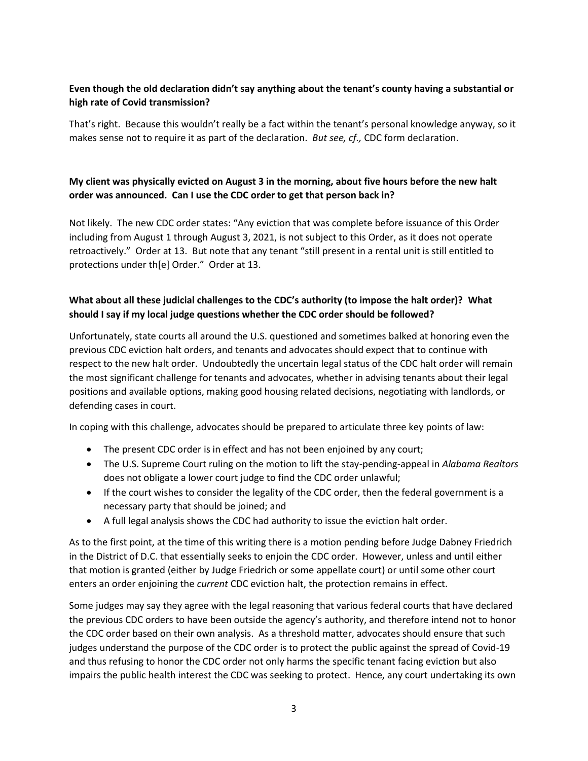**Even though the old declaration didn't say anything about the tenant's county having a substantial or high rate of Covid transmission?**

That's right. Because this wouldn't really be a fact within the tenant's personal knowledge anyway, so it makes sense not to require it as part of the declaration. *But see, cf.,* CDC form declaration.

**My client was physically evicted on August 3 in the morning, about five hours before the new halt order was announced. Can I use the CDC order to get that person back in?**

Not likely. The new CDC order states: "Any eviction that was complete before issuance of this Order including from August 1 through August 3, 2021, is not subject to this Order, as it does not operate retroactively." Order at 13. But note that any tenant "still present in a rental unit is still entitled to protections under th[e] Order." Order at 13.

**What about all these judicial challenges to the CDC's authority (to impose the halt order)? What should I say if my local judge questions whether the CDC order should be followed?**

Unfortunately, state courts all around the U.S. questioned and sometimes balked at honoring even the previous CDC eviction halt orders, and tenants and advocates should expect that to continue with respect to the new halt order. Undoubtedly the uncertain legal status of the CDC halt order will remain the most significant challenge for tenants and advocates, whether in advising tenants about their legal positions and available options, making good housing related decisions, negotiating with landlords, or defending cases in court.

In coping with this challenge, advocates should be prepared to articulate three key points of law:

- The present CDC order is in effect and has not been enjoined by any court;
- The U.S. Supreme Court ruling on the motion to lift the stay-pending-appeal in *Alabama Realtors* does not obligate a lower court judge to find the CDC order unlawful;
- If the court wishes to consider the legality of the CDC order, then the federal government is a necessary party that should be joined; and
- A full legal analysis shows the CDC had authority to issue the eviction halt order.

As to the first point, at the time of this writing there is a motion pending before Judge Dabney Friedrich in the District of D.C. that essentially seeks to enjoin the CDC order. However, unless and until either that motion is granted (either by Judge Friedrich or some appellate court) or until some other court enters an order enjoining the *current* CDC eviction halt, the protection remains in effect.

Some judges may say they agree with the legal reasoning that various federal courts that have declared the previous CDC orders to have been outside the agency's authority, and therefore intend not to honor the CDC order based on their own analysis. As a threshold matter, advocates should ensure that such judges understand the purpose of the CDC order is to protect the public against the spread of Covid-19 and thus refusing to honor the CDC order not only harms the specific tenant facing eviction but also impairs the public health interest the CDC was seeking to protect. Hence, any court undertaking its own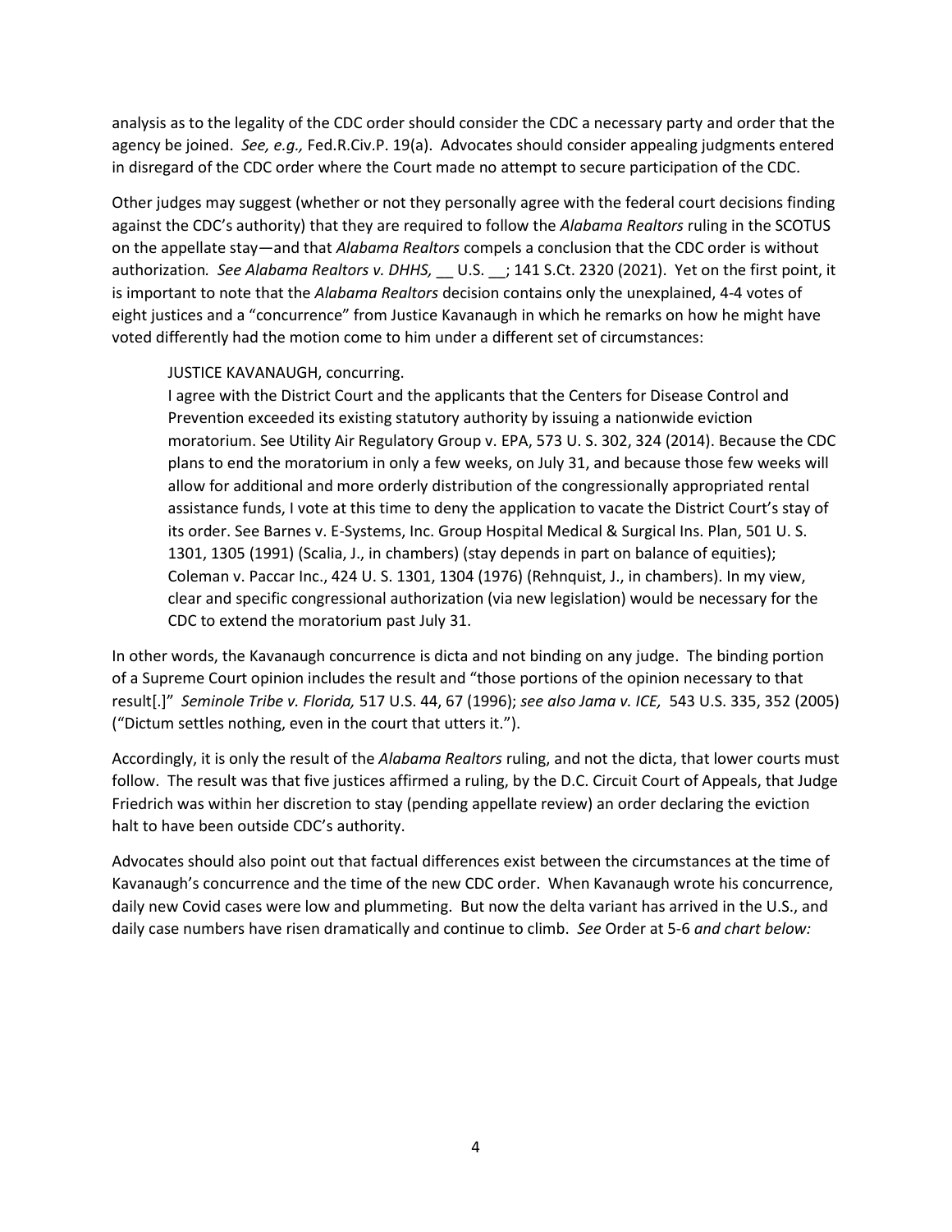analysis as to the legality of the CDC order should consider the CDC a necessary party and order that the agency be joined. *See, e.g.,* Fed.R.Civ.P. 19(a). Advocates should consider appealing judgments entered in disregard of the CDC order where the Court made no attempt to secure participation of the CDC.

Other judges may suggest (whether or not they personally agree with the federal court decisions finding against the CDC's authority) that they are required to follow the *Alabama Realtors* ruling in the SCOTUS on the appellate stay—and that *Alabama Realtors* compels a conclusion that the CDC order is without authorization. *See Alabama Realtors v. DHHS,* __ U.S. __; 141 S.Ct. 2320 (2021). Yet on the first point, it is important to note that the *Alabama Realtors* decision contains only the unexplained, 4-4 votes of eight justices and a "concurrence" from Justice Kavanaugh in which he remarks on how he might have voted differently had the motion come to him under a different set of circumstances:

> JUSTICE KAVANAUGH, concurring.
> I agree with the District Court and the applicants that the Centers for Disease Control and Prevention exceeded its existing statutory authority by issuing a nationwide eviction moratorium. See Utility Air Regulatory Group v. EPA, 573 U. S. 302, 324 (2014). Because the CDC plans to end the moratorium in only a few weeks, on July 31, and because those few weeks will allow for additional and more orderly distribution of the congressionally appropriated rental assistance funds, I vote at this time to deny the application to vacate the District Court's stay of its order. See Barnes v. E-Systems, Inc. Group Hospital Medical & Surgical Ins. Plan, 501 U. S. 1301, 1305 (1991) (Scalia, J., in chambers) (stay depends in part on balance of equities); Coleman v. Paccar Inc., 424 U. S. 1301, 1304 (1976) (Rehnquist, J., in chambers). In my view, clear and specific congressional authorization (via new legislation) would be necessary for the CDC to extend the moratorium past July 31.

In other words, the Kavanaugh concurrence is dicta and not binding on any judge. The binding portion of a Supreme Court opinion includes the result and "those portions of the opinion necessary to that result[.]" *Seminole Tribe v. Florida,* 517 U.S. 44, 67 (1996); *see also Jama v. ICE,* 543 U.S. 335, 352 (2005) ("Dictum settles nothing, even in the court that utters it.").

Accordingly, it is only the result of the *Alabama Realtors* ruling, and not the dicta, that lower courts must follow. The result was that five justices affirmed a ruling, by the D.C. Circuit Court of Appeals, that Judge Friedrich was within her discretion to stay (pending appellate review) an order declaring the eviction halt to have been outside CDC's authority.

Advocates should also point out that factual differences exist between the circumstances at the time of Kavanaugh's concurrence and the time of the new CDC order. When Kavanaugh wrote his concurrence, daily new Covid cases were low and plummeting. But now the delta variant has arrived in the U.S., and daily case numbers have risen dramatically and continue to climb. *See* Order at 5-6 *and chart below:*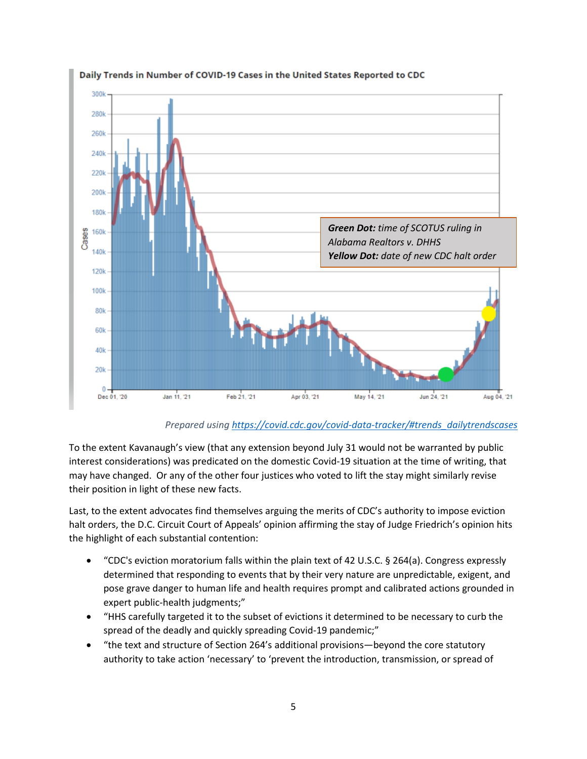**Daily Trends in Number of COVID-19 Cases in the United States Reported to CDC**

**Green Dot:** *time of SCOTUS ruling in Alabama Realtors v. DHHS*
**Yellow Dot:** *date of new CDC halt order*

*Prepared using https://covid.cdc.gov/covid-data-tracker/#trends_dailytrendscases*

To the extent Kavanaugh's view (that any extension beyond July 31 would not be warranted by public interest considerations) was predicated on the domestic Covid-19 situation at the time of writing, that may have changed. Or any of the other four justices who voted to lift the stay might similarly revise their position in light of these new facts.

Last, to the extent advocates find themselves arguing the merits of CDC's authority to impose eviction halt orders, the D.C. Circuit Court of Appeals' opinion affirming the stay of Judge Friedrich's opinion hits the highlight of each substantial contention:

- "CDC's eviction moratorium falls within the plain text of 42 U.S.C. § 264(a). Congress expressly determined that responding to events that by their very nature are unpredictable, exigent, and pose grave danger to human life and health requires prompt and calibrated actions grounded in expert public-health judgments;"
- "HHS carefully targeted it to the subset of evictions it determined to be necessary to curb the spread of the deadly and quickly spreading Covid-19 pandemic;"
- "the text and structure of Section 264's additional provisions—beyond the core statutory authority to take action 'necessary' to 'prevent the introduction, transmission, or spread of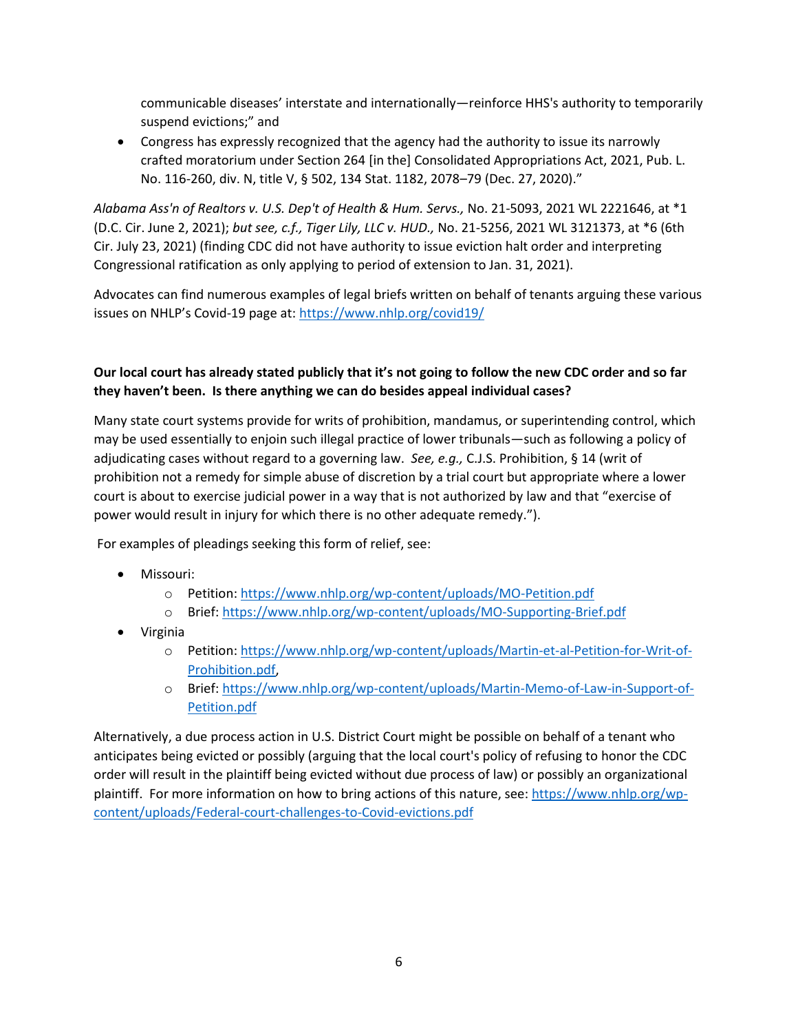communicable diseases' interstate and internationally—reinforce HHS's authority to temporarily suspend evictions;" and

- Congress has expressly recognized that the agency had the authority to issue its narrowly crafted moratorium under Section 264 [in the] Consolidated Appropriations Act, 2021, Pub. L. No. 116-260, div. N, title V, § 502, 134 Stat. 1182, 2078–79 (Dec. 27, 2020)."

*Alabama Ass'n of Realtors v. U.S. Dep't of Health & Hum. Servs.,* No. 21-5093, 2021 WL 2221646, at *1 (D.C. Cir. June 2, 2021); *but see, c.f., Tiger Lily, LLC v. HUD.,* No. 21-5256, 2021 WL 3121373, at *6 (6th Cir. July 23, 2021) (finding CDC did not have authority to issue eviction halt order and interpreting Congressional ratification as only applying to period of extension to Jan. 31, 2021).

Advocates can find numerous examples of legal briefs written on behalf of tenants arguing these various issues on NHLP's Covid-19 page at: https://www.nhlp.org/covid19/

**Our local court has already stated publicly that it's not going to follow the new CDC order and so far they haven't been. Is there anything we can do besides appeal individual cases?**

Many state court systems provide for writs of prohibition, mandamus, or superintending control, which may be used essentially to enjoin such illegal practice of lower tribunals—such as following a policy of adjudicating cases without regard to a governing law. *See, e.g.,* C.J.S. Prohibition, § 14 (writ of prohibition not a remedy for simple abuse of discretion by a trial court but appropriate where a lower court is about to exercise judicial power in a way that is not authorized by law and that "exercise of power would result in injury for which there is no other adequate remedy.").

For examples of pleadings seeking this form of relief, see:

- Missouri:
  - Petition: https://www.nhlp.org/wp-content/uploads/MO-Petition.pdf
  - Brief: https://www.nhlp.org/wp-content/uploads/MO-Supporting-Brief.pdf
- Virginia
  - Petition: https://www.nhlp.org/wp-content/uploads/Martin-et-al-Petition-for-Writ-of-Prohibition.pdf,
  - Brief: https://www.nhlp.org/wp-content/uploads/Martin-Memo-of-Law-in-Support-of-Petition.pdf

Alternatively, a due process action in U.S. District Court might be possible on behalf of a tenant who anticipates being evicted or possibly (arguing that the local court's policy of refusing to honor the CDC order will result in the plaintiff being evicted without due process of law) or possibly an organizational plaintiff. For more information on how to bring actions of this nature, see: https://www.nhlp.org/wp-content/uploads/Federal-court-challenges-to-Covid-evictions.pdf